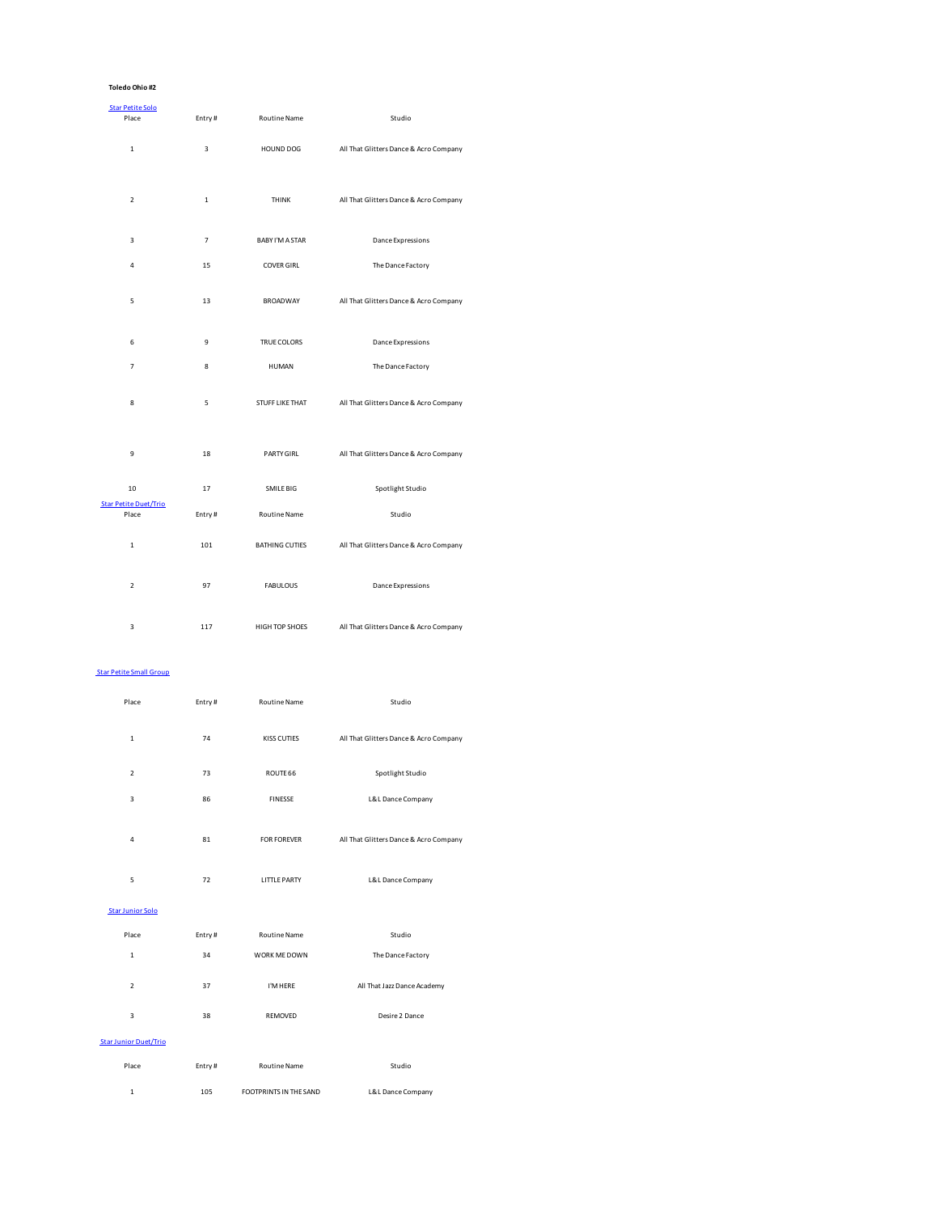**Toledo Ohio #2**

[Star Petite Solo]

| Place | Entry # | Routine Name | Studio |
|---|---|---|---|
| 1 | 3 | HOUND DOG | All That Glitters Dance & Acro Company |
| 2 | 1 | THINK | All That Glitters Dance & Acro Company |
| 3 | 7 | BABY I'M A STAR | Dance Expressions |
| 4 | 15 | COVER GIRL | The Dance Factory |
| 5 | 13 | BROADWAY | All That Glitters Dance & Acro Company |
| 6 | 9 | TRUE COLORS | Dance Expressions |
| 7 | 8 | HUMAN | The Dance Factory |
| 8 | 5 | STUFF LIKE THAT | All That Glitters Dance & Acro Company |
| 9 | 18 | PARTY GIRL | All That Glitters Dance & Acro Company |
| 10 | 17 | SMILE BIG | Spotlight Studio |

[Star Petite Duet/Trio]

| Place | Entry # | Routine Name | Studio |
|---|---|---|---|
| 1 | 101 | BATHING CUTIES | All That Glitters Dance & Acro Company |
| 2 | 97 | FABULOUS | Dance Expressions |
| 3 | 117 | HIGH TOP SHOES | All That Glitters Dance & Acro Company |

[Star Petite Small Group]

| Place | Entry # | Routine Name | Studio |
|---|---|---|---|
| 1 | 74 | KISS CUTIES | All That Glitters Dance & Acro Company |
| 2 | 73 | ROUTE 66 | Spotlight Studio |
| 3 | 86 | FINESSE | L&L Dance Company |
| 4 | 81 | FOR FOREVER | All That Glitters Dance & Acro Company |
| 5 | 72 | LITTLE PARTY | L&L Dance Company |

[Star Junior Solo]

| Place | Entry # | Routine Name | Studio |
|---|---|---|---|
| 1 | 34 | WORK ME DOWN | The Dance Factory |
| 2 | 37 | I'M HERE | All That Jazz Dance Academy |
| 3 | 38 | REMOVED | Desire 2 Dance |

[Star Junior Duet/Trio]

| Place | Entry # | Routine Name | Studio |
|---|---|---|---|
| 1 | 105 | FOOTPRINTS IN THE SAND | L&L Dance Company |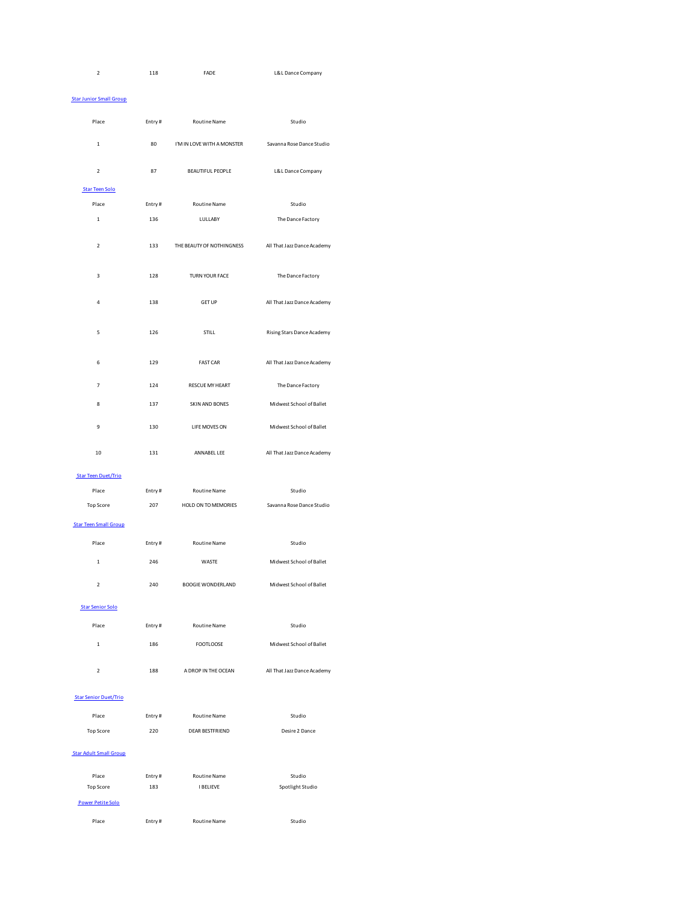| Place | Entry # | Routine Name | Studio |
|---|---|---|---|
| 2 | 118 | FADE | L&L Dance Company |

## Star Junior Small Group

| Place | Entry # | Routine Name | Studio |
|---|---|---|---|
| 1 | 80 | I'M IN LOVE WITH A MONSTER | Savanna Rose Dance Studio |
| 2 | 87 | BEAUTIFUL PEOPLE | L&L Dance Company |

## Star Teen Solo

| Place | Entry # | Routine Name | Studio |
|---|---|---|---|
| 1 | 136 | LULLABY | The Dance Factory |
| 2 | 133 | THE BEAUTY OF NOTHINGNESS | All That Jazz Dance Academy |
| 3 | 128 | TURN YOUR FACE | The Dance Factory |
| 4 | 138 | GET UP | All That Jazz Dance Academy |
| 5 | 126 | STILL | Rising Stars Dance Academy |
| 6 | 129 | FAST CAR | All That Jazz Dance Academy |
| 7 | 124 | RESCUE MY HEART | The Dance Factory |
| 8 | 137 | SKIN AND BONES | Midwest School of Ballet |
| 9 | 130 | LIFE MOVES ON | Midwest School of Ballet |
| 10 | 131 | ANNABEL LEE | All That Jazz Dance Academy |

## Star Teen Duet/Trio

| Place | Entry # | Routine Name | Studio |
|---|---|---|---|
| Top Score | 207 | HOLD ON TO MEMORIES | Savanna Rose Dance Studio |

## Star Teen Small Group

| Place | Entry # | Routine Name | Studio |
|---|---|---|---|
| 1 | 246 | WASTE | Midwest School of Ballet |
| 2 | 240 | BOOGIE WONDERLAND | Midwest School of Ballet |

## Star Senior Solo

| Place | Entry # | Routine Name | Studio |
|---|---|---|---|
| 1 | 186 | FOOTLOOSE | Midwest School of Ballet |
| 2 | 188 | A DROP IN THE OCEAN | All That Jazz Dance Academy |

## Star Senior Duet/Trio

| Place | Entry # | Routine Name | Studio |
|---|---|---|---|
| Top Score | 220 | DEAR BESTFRIEND | Desire 2 Dance |

## Star Adult Small Group

| Place | Entry # | Routine Name | Studio |
|---|---|---|---|
| Top Score | 183 | I BELIEVE | Spotlight Studio |

## Power Petite Solo

| Place | Entry # | Routine Name | Studio |
|---|---|---|---|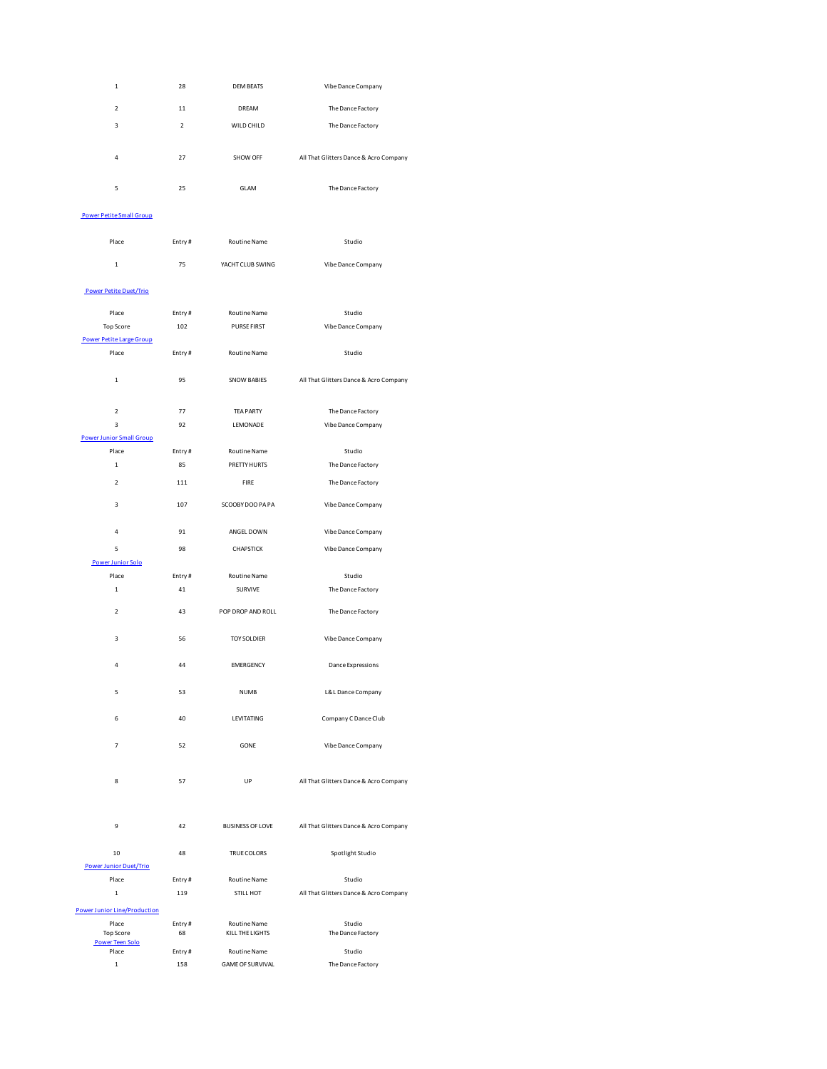| Place | Entry # | Routine Name | Studio |
|---|---|---|---|
| 1 | 28 | DEM BEATS | Vibe Dance Company |
| 2 | 11 | DREAM | The Dance Factory |
| 3 | 2 | WILD CHILD | The Dance Factory |
| 4 | 27 | SHOW OFF | All That Glitters Dance & Acro Company |
| 5 | 25 | GLAM | The Dance Factory |

### Power Petite Small Group

| Place | Entry # | Routine Name | Studio |
|---|---|---|---|
| 1 | 75 | YACHT CLUB SWING | Vibe Dance Company |

### Power Petite Duet/Trio

| Place | Entry # | Routine Name | Studio |
|---|---|---|---|
| Top Score | 102 | PURSE FIRST | Vibe Dance Company |

### Power Petite Large Group

| Place | Entry # | Routine Name | Studio |
|---|---|---|---|
| 1 | 95 | SNOW BABIES | All That Glitters Dance & Acro Company |
| 2 | 77 | TEA PARTY | The Dance Factory |
| 3 | 92 | LEMONADE | Vibe Dance Company |

### Power Junior Small Group

| Place | Entry # | Routine Name | Studio |
|---|---|---|---|
| 1 | 85 | PRETTY HURTS | The Dance Factory |
| 2 | 111 | FIRE | The Dance Factory |
| 3 | 107 | SCOOBY DOO PA PA | Vibe Dance Company |
| 4 | 91 | ANGEL DOWN | Vibe Dance Company |
| 5 | 98 | CHAPSTICK | Vibe Dance Company |

### Power Junior Solo

| Place | Entry # | Routine Name | Studio |
|---|---|---|---|
| 1 | 41 | SURVIVE | The Dance Factory |
| 2 | 43 | POP DROP AND ROLL | The Dance Factory |
| 3 | 56 | TOY SOLDIER | Vibe Dance Company |
| 4 | 44 | EMERGENCY | Dance Expressions |
| 5 | 53 | NUMB | L&L Dance Company |
| 6 | 40 | LEVITATING | Company C Dance Club |
| 7 | 52 | GONE | Vibe Dance Company |
| 8 | 57 | UP | All That Glitters Dance & Acro Company |
| 9 | 42 | BUSINESS OF LOVE | All That Glitters Dance & Acro Company |
| 10 | 48 | TRUE COLORS | Spotlight Studio |

### Power Junior Duet/Trio

| Place | Entry # | Routine Name | Studio |
|---|---|---|---|
| 1 | 119 | STILL HOT | All That Glitters Dance & Acro Company |

### Power Junior Line/Production

| Place | Entry # | Routine Name | Studio |
|---|---|---|---|
| Top Score | 68 | KILL THE LIGHTS | The Dance Factory |

### Power Teen Solo

| Place | Entry # | Routine Name | Studio |
|---|---|---|---|
| 1 | 158 | GAME OF SURVIVAL | The Dance Factory |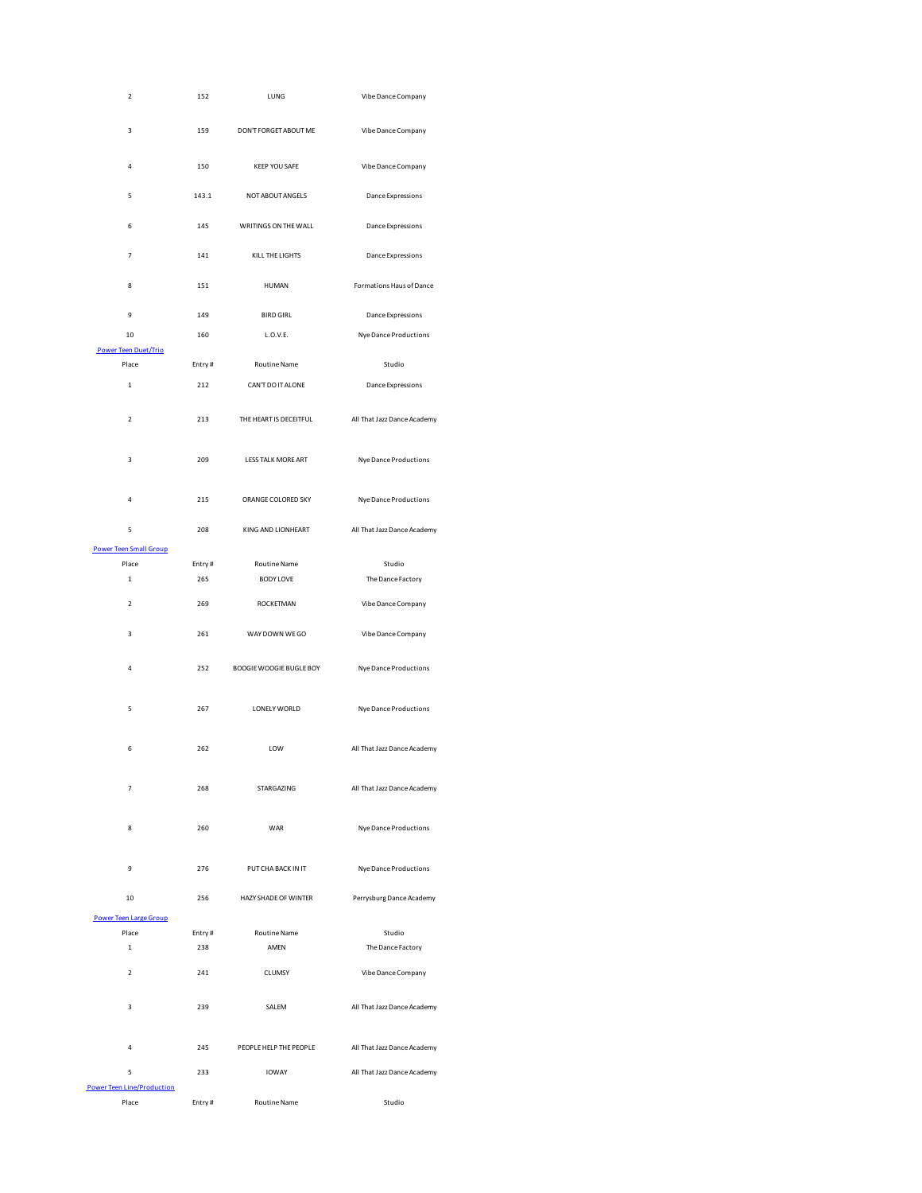| Place | Entry # | Routine Name | Studio |
| --- | --- | --- | --- |
| 2 | 152 | LUNG | Vibe Dance Company |
| 3 | 159 | DON'T FORGET ABOUT ME | Vibe Dance Company |
| 4 | 150 | KEEP YOU SAFE | Vibe Dance Company |
| 5 | 143.1 | NOT ABOUT ANGELS | Dance Expressions |
| 6 | 145 | WRITINGS ON THE WALL | Dance Expressions |
| 7 | 141 | KILL THE LIGHTS | Dance Expressions |
| 8 | 151 | HUMAN | Formations Haus of Dance |
| 9 | 149 | BIRD GIRL | Dance Expressions |
| 10 | 160 | L.O.V.E. | Nye Dance Productions |

Power Teen Duet/Trio

| Place | Entry # | Routine Name | Studio |
| --- | --- | --- | --- |
| 1 | 212 | CAN'T DO IT ALONE | Dance Expressions |
| 2 | 213 | THE HEART IS DECEITFUL | All That Jazz Dance Academy |
| 3 | 209 | LESS TALK MORE ART | Nye Dance Productions |
| 4 | 215 | ORANGE COLORED SKY | Nye Dance Productions |
| 5 | 208 | KING AND LIONHEART | All That Jazz Dance Academy |

Power Teen Small Group

| Place | Entry # | Routine Name | Studio |
| --- | --- | --- | --- |
| 1 | 265 | BODY LOVE | The Dance Factory |
| 2 | 269 | ROCKETMAN | Vibe Dance Company |
| 3 | 261 | WAY DOWN WE GO | Vibe Dance Company |
| 4 | 252 | BOOGIE WOOGIE BUGLE BOY | Nye Dance Productions |
| 5 | 267 | LONELY WORLD | Nye Dance Productions |
| 6 | 262 | LOW | All That Jazz Dance Academy |
| 7 | 268 | STARGAZING | All That Jazz Dance Academy |
| 8 | 260 | WAR | Nye Dance Productions |
| 9 | 276 | PUT CHA BACK IN IT | Nye Dance Productions |
| 10 | 256 | HAZY SHADE OF WINTER | Perrysburg Dance Academy |

Power Teen Large Group

| Place | Entry # | Routine Name | Studio |
| --- | --- | --- | --- |
| 1 | 238 | AMEN | The Dance Factory |
| 2 | 241 | CLUMSY | Vibe Dance Company |
| 3 | 239 | SALEM | All That Jazz Dance Academy |
| 4 | 245 | PEOPLE HELP THE PEOPLE | All That Jazz Dance Academy |
| 5 | 233 | IOWAY | All That Jazz Dance Academy |

Power Teen Line/Production

| Place | Entry # | Routine Name | Studio |
| --- | --- | --- | --- |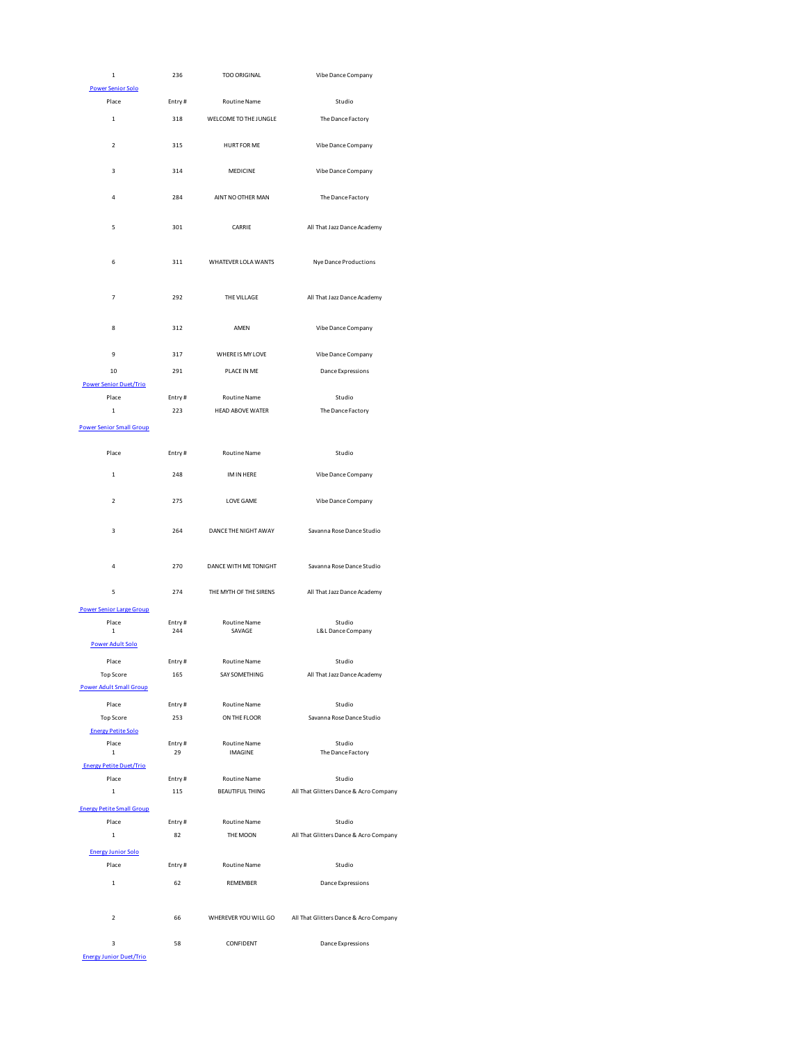| | | | |
|---|---|---|---|
| 1 | 236 | TOO ORIGINAL | Vibe Dance Company |

### Power Senior Solo

| Place | Entry # | Routine Name | Studio |
|---|---|---|---|
| 1 | 318 | WELCOME TO THE JUNGLE | The Dance Factory |
| 2 | 315 | HURT FOR ME | Vibe Dance Company |
| 3 | 314 | MEDICINE | Vibe Dance Company |
| 4 | 284 | AINT NO OTHER MAN | The Dance Factory |
| 5 | 301 | CARRIE | All That Jazz Dance Academy |
| 6 | 311 | WHATEVER LOLA WANTS | Nye Dance Productions |
| 7 | 292 | THE VILLAGE | All That Jazz Dance Academy |
| 8 | 312 | AMEN | Vibe Dance Company |
| 9 | 317 | WHERE IS MY LOVE | Vibe Dance Company |
| 10 | 291 | PLACE IN ME | Dance Expressions |

### Power Senior Duet/Trio

| Place | Entry # | Routine Name | Studio |
|---|---|---|---|
| 1 | 223 | HEAD ABOVE WATER | The Dance Factory |

### Power Senior Small Group

| Place | Entry # | Routine Name | Studio |
|---|---|---|---|
| 1 | 248 | IM IN HERE | Vibe Dance Company |
| 2 | 275 | LOVE GAME | Vibe Dance Company |
| 3 | 264 | DANCE THE NIGHT AWAY | Savanna Rose Dance Studio |
| 4 | 270 | DANCE WITH ME TONIGHT | Savanna Rose Dance Studio |
| 5 | 274 | THE MYTH OF THE SIRENS | All That Jazz Dance Academy |

### Power Senior Large Group

| Place | Entry # | Routine Name | Studio |
|---|---|---|---|
| 1 | 244 | SAVAGE | L&L Dance Company |

### Power Adult Solo

| Place | Entry # | Routine Name | Studio |
|---|---|---|---|
| Top Score | 165 | SAY SOMETHING | All That Jazz Dance Academy |

### Power Adult Small Group

| Place | Entry # | Routine Name | Studio |
|---|---|---|---|
| Top Score | 253 | ON THE FLOOR | Savanna Rose Dance Studio |

### Energy Petite Solo

| Place | Entry # | Routine Name | Studio |
|---|---|---|---|
| 1 | 29 | IMAGINE | The Dance Factory |

### Energy Petite Duet/Trio

| Place | Entry # | Routine Name | Studio |
|---|---|---|---|
| 1 | 115 | BEAUTIFUL THING | All That Glitters Dance & Acro Company |

### Energy Petite Small Group

| Place | Entry # | Routine Name | Studio |
|---|---|---|---|
| 1 | 82 | THE MOON | All That Glitters Dance & Acro Company |

### Energy Junior Solo

| Place | Entry # | Routine Name | Studio |
|---|---|---|---|
| 1 | 62 | REMEMBER | Dance Expressions |
| 2 | 66 | WHEREVER YOU WILL GO | All That Glitters Dance & Acro Company |
| 3 | 58 | CONFIDENT | Dance Expressions |

### Energy Junior Duet/Trio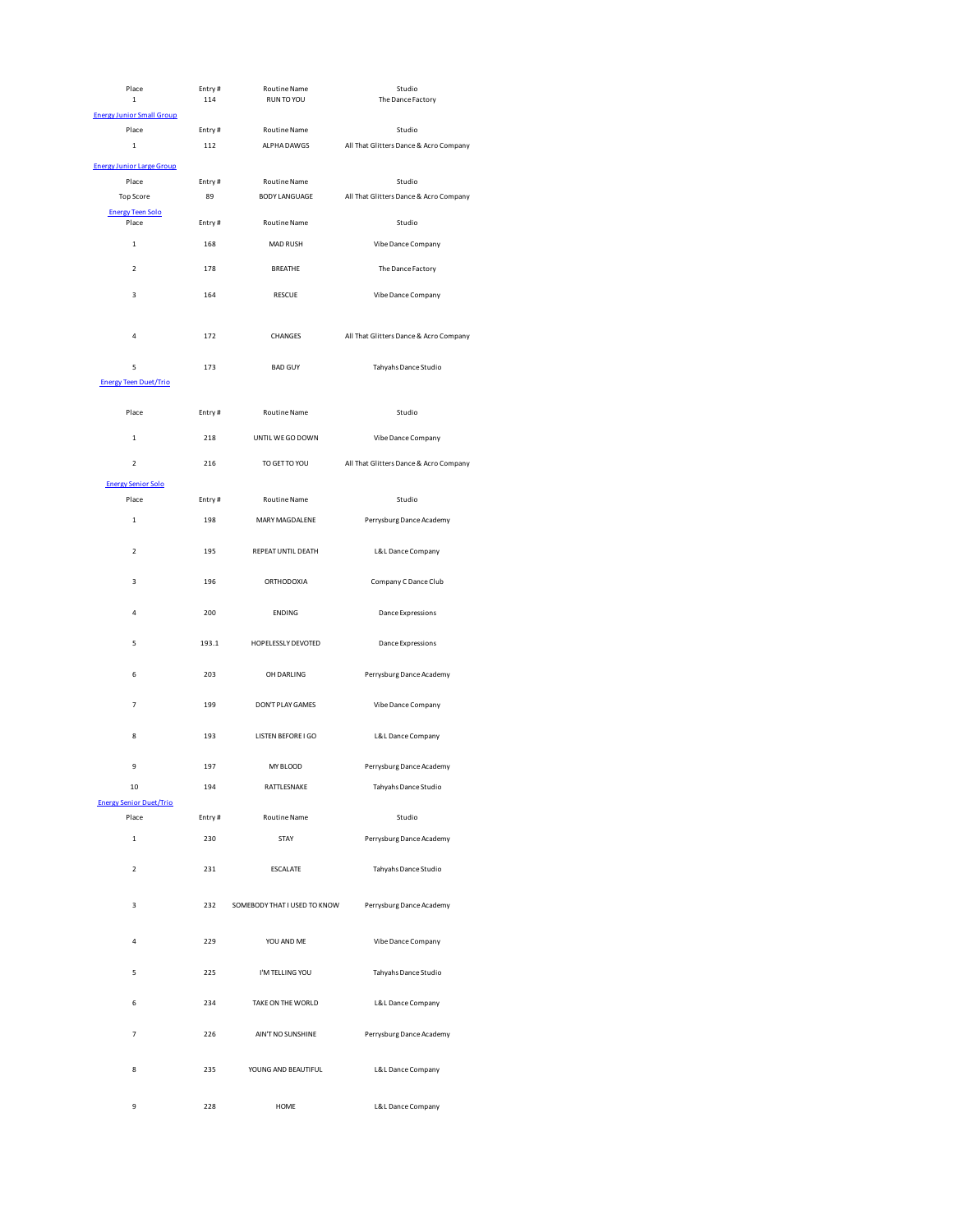| Place | Entry # | Routine Name | Studio |
|---|---|---|---|
| 1 | 114 | RUN TO YOU | The Dance Factory |

Energy Junior Small Group

| Place | Entry # | Routine Name | Studio |
|---|---|---|---|
| 1 | 112 | ALPHA DAWGS | All That Glitters Dance & Acro Company |

Energy Junior Large Group

| Place | Entry # | Routine Name | Studio |
|---|---|---|---|
| Top Score | 89 | BODY LANGUAGE | All That Glitters Dance & Acro Company |

Energy Teen Solo

| Place | Entry # | Routine Name | Studio |
|---|---|---|---|
| 1 | 168 | MAD RUSH | Vibe Dance Company |
| 2 | 178 | BREATHE | The Dance Factory |
| 3 | 164 | RESCUE | Vibe Dance Company |
| 4 | 172 | CHANGES | All That Glitters Dance & Acro Company |
| 5 | 173 | BAD GUY | Tahyahs Dance Studio |

Energy Teen Duet/Trio

| Place | Entry # | Routine Name | Studio |
|---|---|---|---|
| 1 | 218 | UNTIL WE GO DOWN | Vibe Dance Company |
| 2 | 216 | TO GET TO YOU | All That Glitters Dance & Acro Company |

Energy Senior Solo

| Place | Entry # | Routine Name | Studio |
|---|---|---|---|
| 1 | 198 | MARY MAGDALENE | Perrysburg Dance Academy |
| 2 | 195 | REPEAT UNTIL DEATH | L&L Dance Company |
| 3 | 196 | ORTHODOXIA | Company C Dance Club |
| 4 | 200 | ENDING | Dance Expressions |
| 5 | 193.1 | HOPELESSLY DEVOTED | Dance Expressions |
| 6 | 203 | OH DARLING | Perrysburg Dance Academy |
| 7 | 199 | DON'T PLAY GAMES | Vibe Dance Company |
| 8 | 193 | LISTEN BEFORE I GO | L&L Dance Company |
| 9 | 197 | MY BLOOD | Perrysburg Dance Academy |
| 10 | 194 | RATTLESNAKE | Tahyahs Dance Studio |

Energy Senior Duet/Trio

| Place | Entry # | Routine Name | Studio |
|---|---|---|---|
| 1 | 230 | STAY | Perrysburg Dance Academy |
| 2 | 231 | ESCALATE | Tahyahs Dance Studio |
| 3 | 232 | SOMEBODY THAT I USED TO KNOW | Perrysburg Dance Academy |
| 4 | 229 | YOU AND ME | Vibe Dance Company |
| 5 | 225 | I'M TELLING YOU | Tahyahs Dance Studio |
| 6 | 234 | TAKE ON THE WORLD | L&L Dance Company |
| 7 | 226 | AIN'T NO SUNSHINE | Perrysburg Dance Academy |
| 8 | 235 | YOUNG AND BEAUTIFUL | L&L Dance Company |
| 9 | 228 | HOME | L&L Dance Company |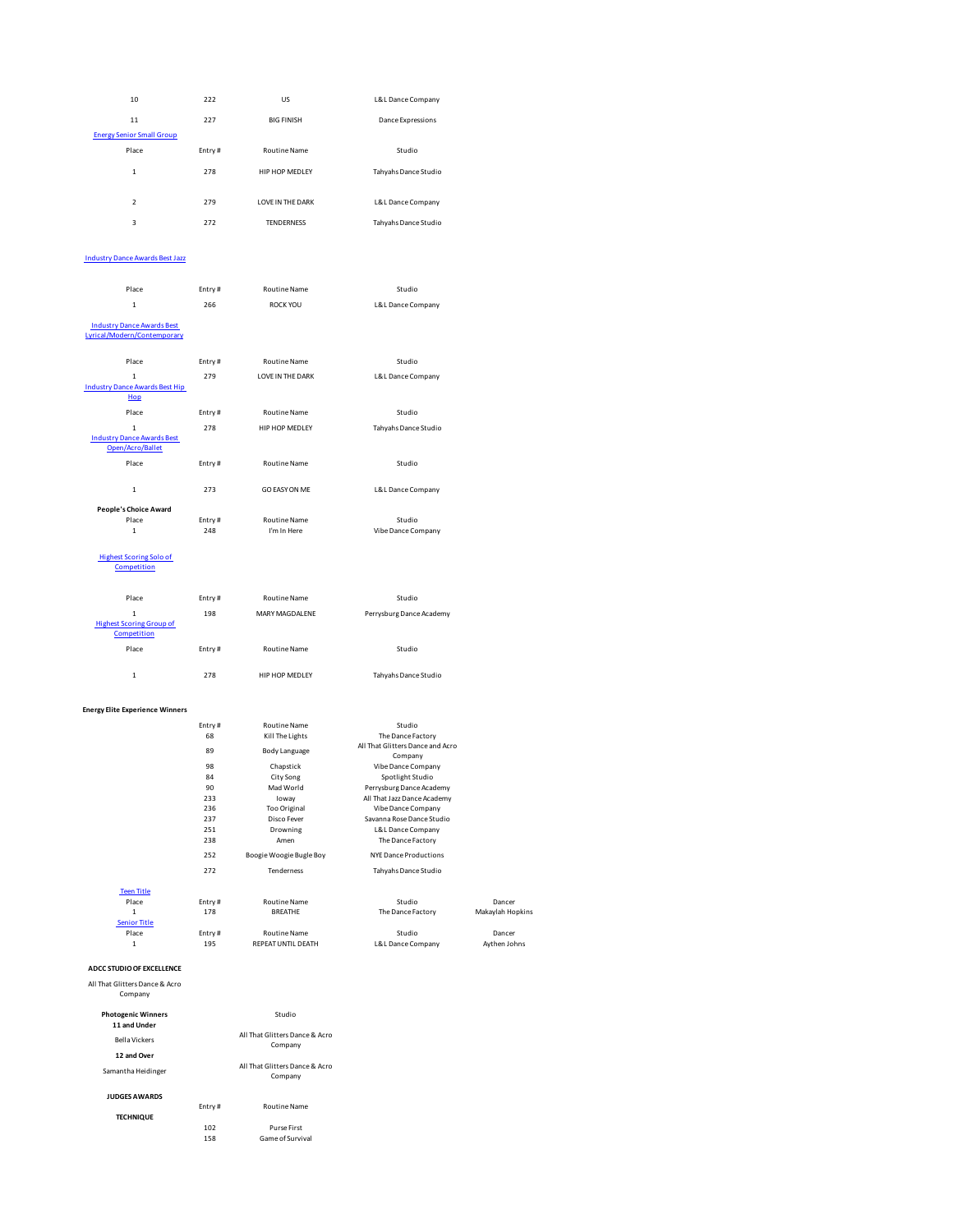| Place | Entry # | Routine Name | Studio |
|---|---|---|---|
| 10 | 222 | US | L&L Dance Company |
| 11 | 227 | BIG FINISH | Dance Expressions |

Energy Senior Small Group

| Place | Entry # | Routine Name | Studio |
|---|---|---|---|
| 1 | 278 | HIP HOP MEDLEY | Tahyahs Dance Studio |
| 2 | 279 | LOVE IN THE DARK | L&L Dance Company |
| 3 | 272 | TENDERNESS | Tahyahs Dance Studio |

Industry Dance Awards Best Jazz

| Place | Entry # | Routine Name | Studio |
|---|---|---|---|
| 1 | 266 | ROCK YOU | L&L Dance Company |

Industry Dance Awards Best Lyrical/Modern/Contemporary

| Place | Entry # | Routine Name | Studio |
|---|---|---|---|
| 1 | 279 | LOVE IN THE DARK | L&L Dance Company |

Industry Dance Awards Best Hip Hop

| Place | Entry # | Routine Name | Studio |
|---|---|---|---|
| 1 | 278 | HIP HOP MEDLEY | Tahyahs Dance Studio |

Industry Dance Awards Best Open/Acro/Ballet

| Place | Entry # | Routine Name | Studio |
|---|---|---|---|
| 1 | 273 | GO EASY ON ME | L&L Dance Company |

**People's Choice Award**

| Place | Entry # | Routine Name | Studio |
|---|---|---|---|
| 1 | 248 | I'm In Here | Vibe Dance Company |

Highest Scoring Solo of Competition

| Place | Entry # | Routine Name | Studio |
|---|---|---|---|
| 1 | 198 | MARY MAGDALENE | Perrysburg Dance Academy |

Highest Scoring Group of Competition

| Place | Entry # | Routine Name | Studio |
|---|---|---|---|
| 1 | 278 | HIP HOP MEDLEY | Tahyahs Dance Studio |

**Energy Elite Experience Winners**

| Entry # | Routine Name | Studio |
|---|---|---|
| 68 | Kill The Lights | The Dance Factory |
| 89 | Body Language | All That Glitters Dance and Acro Company |
| 98 | Chapstick | Vibe Dance Company |
| 84 | City Song | Spotlight Studio |
| 90 | Mad World | Perrysburg Dance Academy |
| 233 | Ioway | All That Jazz Dance Academy |
| 236 | Too Original | Vibe Dance Company |
| 237 | Disco Fever | Savanna Rose Dance Studio |
| 251 | Drowning | L&L Dance Company |
| 238 | Amen | The Dance Factory |
| 252 | Boogie Woogie Bugle Boy | NYE Dance Productions |
| 272 | Tenderness | Tahyahs Dance Studio |

Teen Title

| Place | Entry # | Routine Name | Studio | Dancer |
|---|---|---|---|---|
| 1 | 178 | BREATHE | The Dance Factory | Makaylah Hopkins |

Senior Title

| Place | Entry # | Routine Name | Studio | Dancer |
|---|---|---|---|---|
| 1 | 195 | REPEAT UNTIL DEATH | L&L Dance Company | Aythen Johns |

**ADCC STUDIO OF EXCELLENCE**

All That Glitters Dance & Acro Company

| **Photogenic Winners** | Studio |
|---|---|
| **11 and Under** | |
| Bella Vickers | All That Glitters Dance & Acro Company |
| **12 and Over** | |
| Samantha Heidinger | All That Glitters Dance & Acro Company |

**JUDGES AWARDS**

| | Entry # | Routine Name |
|---|---|---|
| **TECHNIQUE** | | |
| | 102 | Purse First |
| | 158 | Game of Survival |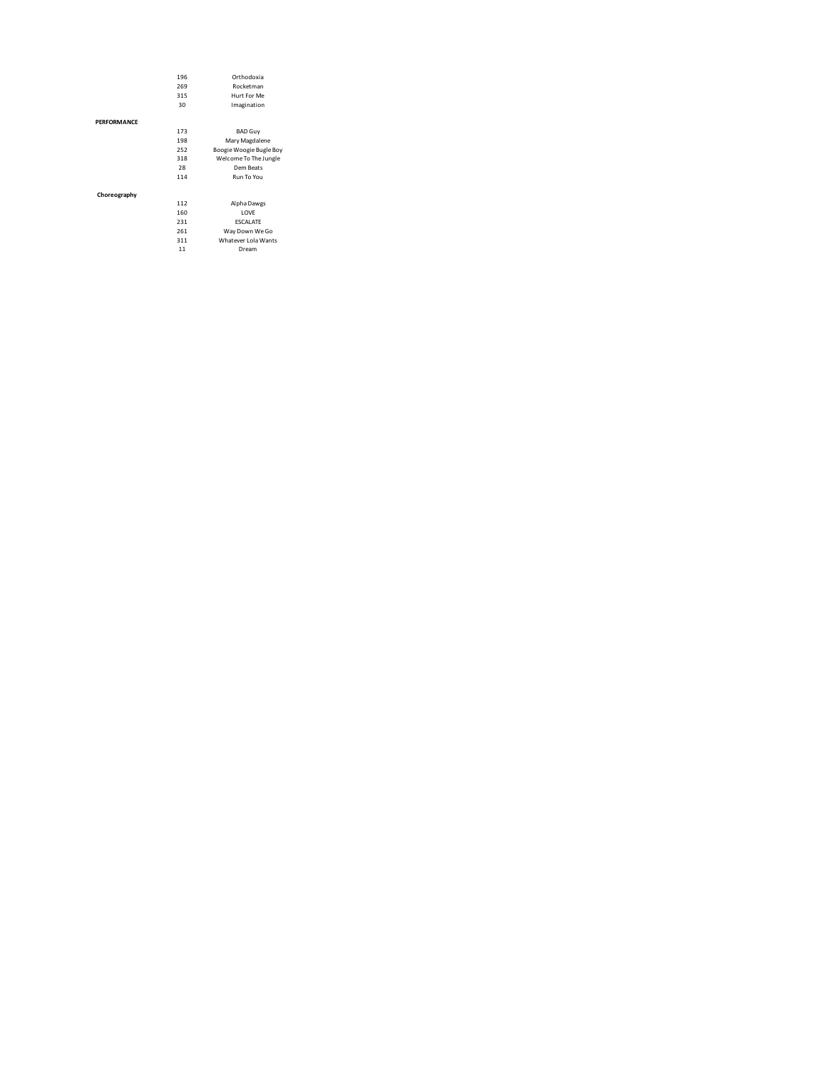| | | |
|---|---|---|
| | 196 | Orthodoxia |
| | 269 | Rocketman |
| | 315 | Hurt For Me |
| | 30 | Imagination |
| **PERFORMANCE** | | |
| | 173 | BAD Guy |
| | 198 | Mary Magdalene |
| | 252 | Boogie Woogie Bugle Boy |
| | 318 | Welcome To The Jungle |
| | 28 | Dem Beats |
| | 114 | Run To You |
| **Choreography** | | |
| | 112 | Alpha Dawgs |
| | 160 | LOVE |
| | 231 | ESCALATE |
| | 261 | Way Down We Go |
| | 311 | Whatever Lola Wants |
| | 11 | Dream |